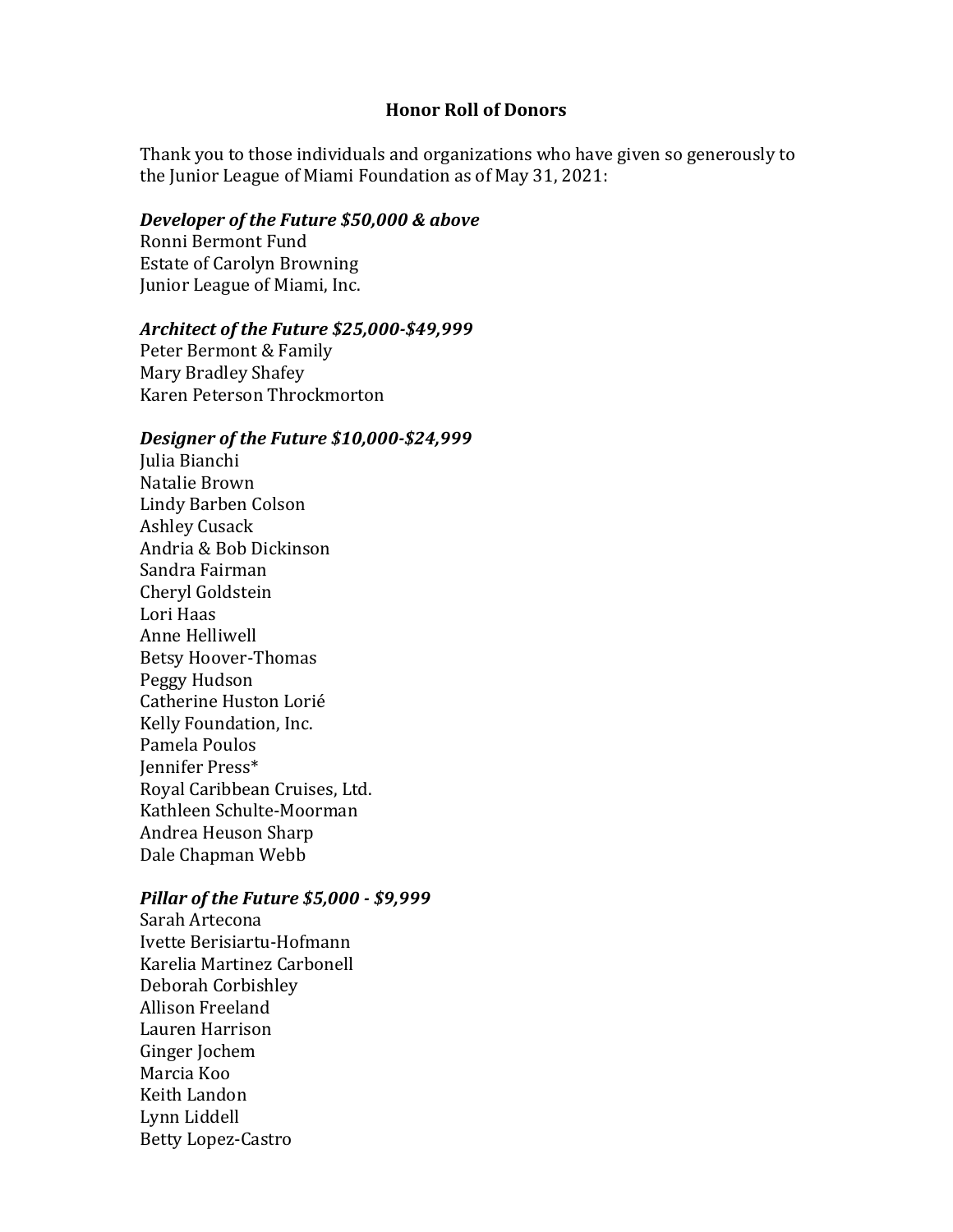# Honor Roll of Donors

Thank you to those individuals and organizations who have given so generously to the Junior League of Miami Foundation as of May 31, 2021:

***Developer of the Future $50,000 & above***

Ronni Bermont Fund
Estate of Carolyn Browning
Junior League of Miami, Inc.

***Architect of the Future $25,000-$49,999***

Peter Bermont & Family
Mary Bradley Shafey
Karen Peterson Throckmorton

***Designer of the Future $10,000-$24,999***

Julia Bianchi
Natalie Brown
Lindy Barben Colson
Ashley Cusack
Andria & Bob Dickinson
Sandra Fairman
Cheryl Goldstein
Lori Haas
Anne Helliwell
Betsy Hoover-Thomas
Peggy Hudson
Catherine Huston Lorié
Kelly Foundation, Inc.
Pamela Poulos
Jennifer Press*
Royal Caribbean Cruises, Ltd.
Kathleen Schulte-Moorman
Andrea Heuson Sharp
Dale Chapman Webb

***Pillar of the Future $5,000 - $9,999***

Sarah Artecona
Ivette Berisiartu-Hofmann
Karelia Martinez Carbonell
Deborah Corbishley
Allison Freeland
Lauren Harrison
Ginger Jochem
Marcia Koo
Keith Landon
Lynn Liddell
Betty Lopez-Castro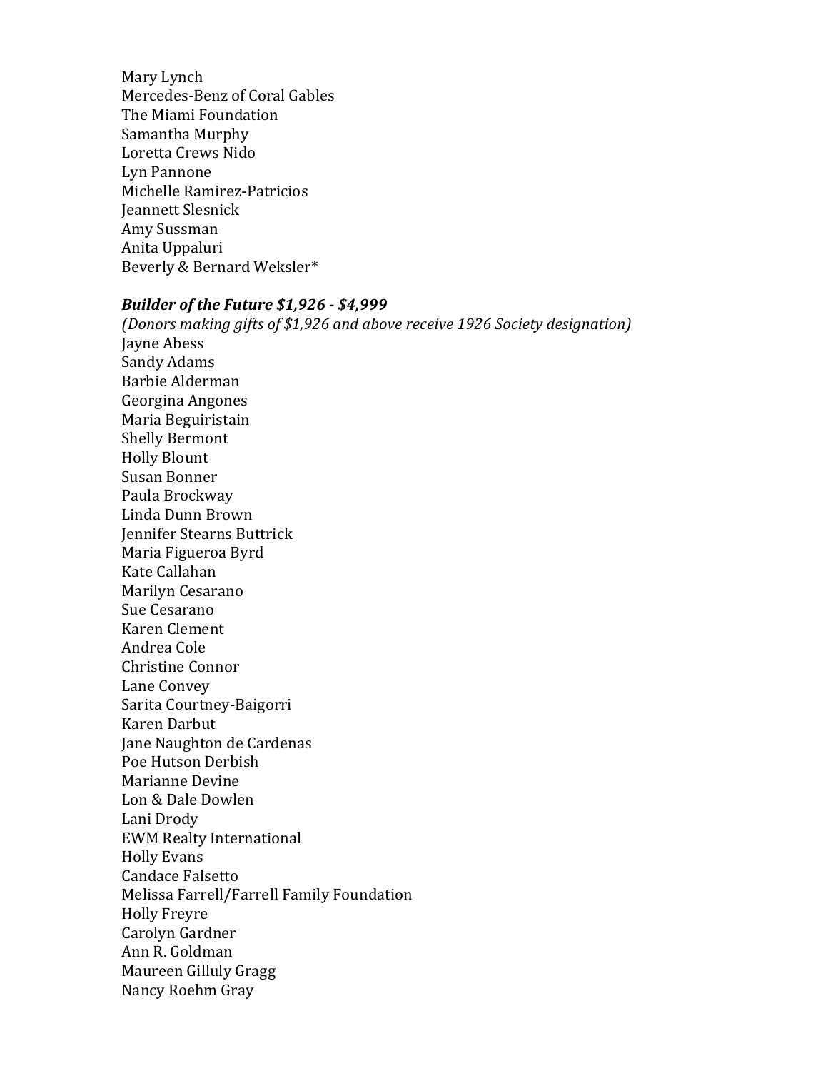Mary Lynch
Mercedes-Benz of Coral Gables
The Miami Foundation
Samantha Murphy
Loretta Crews Nido
Lyn Pannone
Michelle Ramirez-Patricios
Jeannett Slesnick
Amy Sussman
Anita Uppaluri
Beverly & Bernard Weksler*

### *Builder of the Future $1,926 - $4,999*

*(Donors making gifts of $1,926 and above receive 1926 Society designation)*

Jayne Abess
Sandy Adams
Barbie Alderman
Georgina Angones
Maria Beguiristain
Shelly Bermont
Holly Blount
Susan Bonner
Paula Brockway
Linda Dunn Brown
Jennifer Stearns Buttrick
Maria Figueroa Byrd
Kate Callahan
Marilyn Cesarano
Sue Cesarano
Karen Clement
Andrea Cole
Christine Connor
Lane Convey
Sarita Courtney-Baigorri
Karen Darbut
Jane Naughton de Cardenas
Poe Hutson Derbish
Marianne Devine
Lon & Dale Dowlen
Lani Drody
EWM Realty International
Holly Evans
Candace Falsetto
Melissa Farrell/Farrell Family Foundation
Holly Freyre
Carolyn Gardner
Ann R. Goldman
Maureen Gilluly Gragg
Nancy Roehm Gray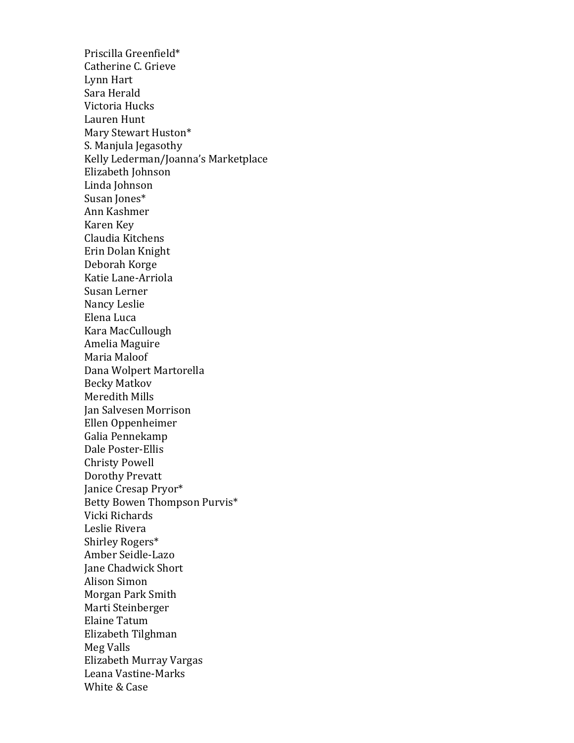Priscilla Greenfield*
Catherine C. Grieve
Lynn Hart
Sara Herald
Victoria Hucks
Lauren Hunt
Mary Stewart Huston*
S. Manjula Jegasothy
Kelly Lederman/Joanna's Marketplace
Elizabeth Johnson
Linda Johnson
Susan Jones*
Ann Kashmer
Karen Key
Claudia Kitchens
Erin Dolan Knight
Deborah Korge
Katie Lane-Arriola
Susan Lerner
Nancy Leslie
Elena Luca
Kara MacCullough
Amelia Maguire
Maria Maloof
Dana Wolpert Martorella
Becky Matkov
Meredith Mills
Jan Salvesen Morrison
Ellen Oppenheimer
Galia Pennekamp
Dale Poster-Ellis
Christy Powell
Dorothy Prevatt
Janice Cresap Pryor*
Betty Bowen Thompson Purvis*
Vicki Richards
Leslie Rivera
Shirley Rogers*
Amber Seidle-Lazo
Jane Chadwick Short
Alison Simon
Morgan Park Smith
Marti Steinberger
Elaine Tatum
Elizabeth Tilghman
Meg Valls
Elizabeth Murray Vargas
Leana Vastine-Marks
White & Case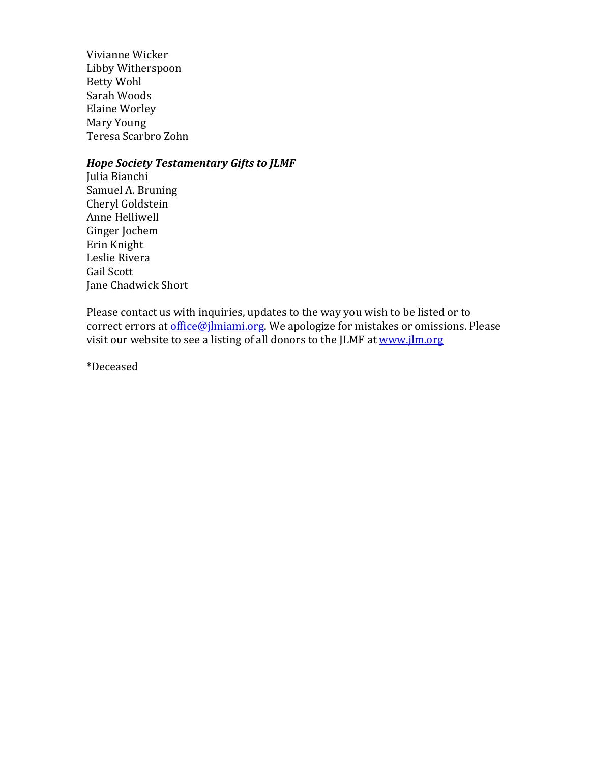Vivianne Wicker
Libby Witherspoon
Betty Wohl
Sarah Woods
Elaine Worley
Mary Young
Teresa Scarbro Zohn

***Hope Society Testamentary Gifts to JLMF***
Julia Bianchi
Samuel A. Bruning
Cheryl Goldstein
Anne Helliwell
Ginger Jochem
Erin Knight
Leslie Rivera
Gail Scott
Jane Chadwick Short

Please contact us with inquiries, updates to the way you wish to be listed or to correct errors at [office@jlmiami.org](mailto:office@jlmiami.org). We apologize for mistakes or omissions. Please visit our website to see a listing of all donors to the JLMF at [www.jlm.org](http://www.jlm.org)

*Deceased